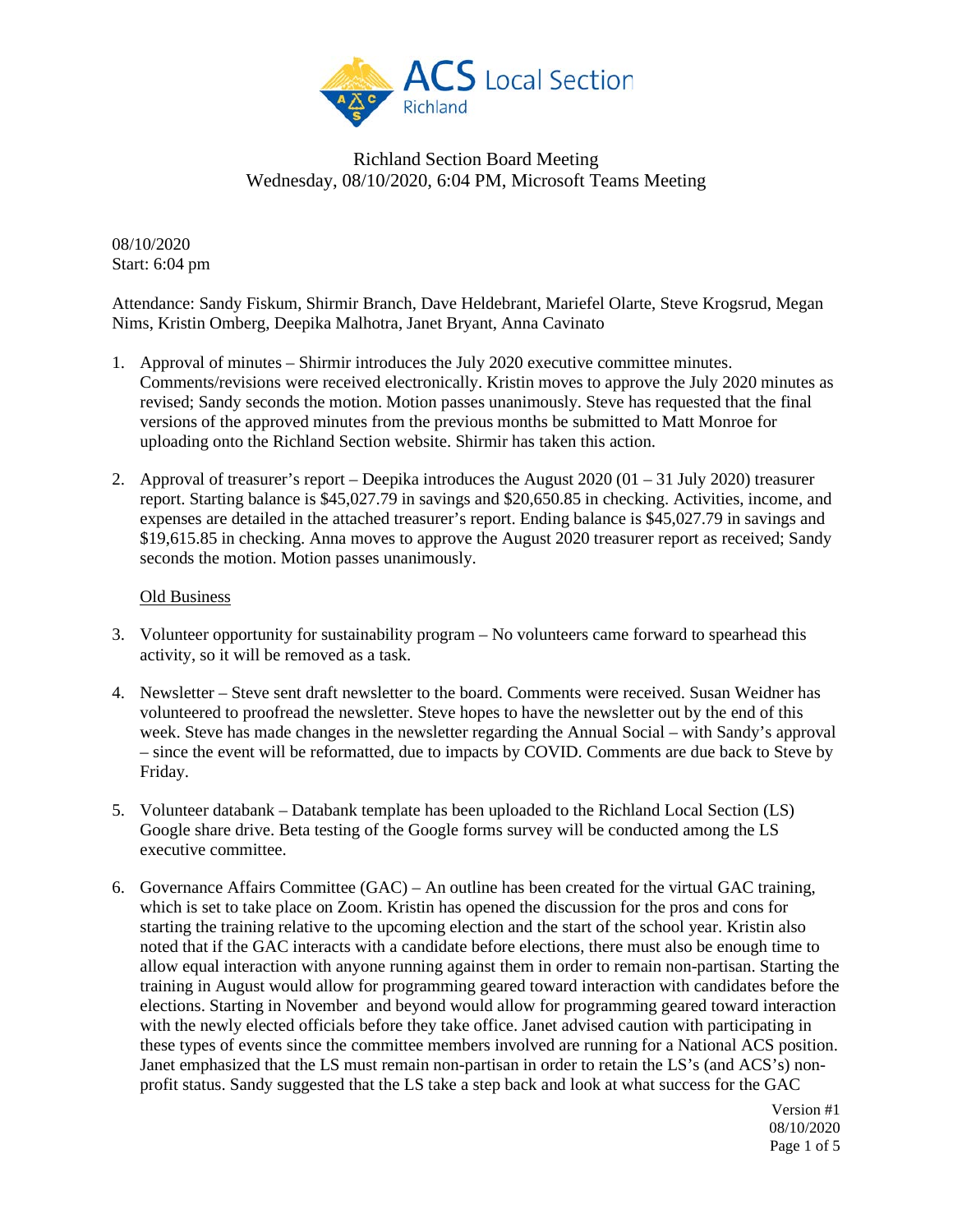Richland Section Board Meeting
Wednesday, 08/10/2020, 6:04 PM, Microsoft Teams Meeting

08/10/2020
Start: 6:04 pm

Attendance: Sandy Fiskum, Shirmir Branch, Dave Heldebrant, Mariefel Olarte, Steve Krogsrud, Megan Nims, Kristin Omberg, Deepika Malhotra, Janet Bryant, Anna Cavinato

1. Approval of minutes – Shirmir introduces the July 2020 executive committee minutes. Comments/revisions were received electronically. Kristin moves to approve the July 2020 minutes as revised; Sandy seconds the motion. Motion passes unanimously. Steve has requested that the final versions of the approved minutes from the previous months be submitted to Matt Monroe for uploading onto the Richland Section website. Shirmir has taken this action.

2. Approval of treasurer's report – Deepika introduces the August 2020 (01 – 31 July 2020) treasurer report. Starting balance is $45,027.79 in savings and $20,650.85 in checking. Activities, income, and expenses are detailed in the attached treasurer's report. Ending balance is $45,027.79 in savings and $19,615.85 in checking. Anna moves to approve the August 2020 treasurer report as received; Sandy seconds the motion. Motion passes unanimously.

Old Business

3. Volunteer opportunity for sustainability program – No volunteers came forward to spearhead this activity, so it will be removed as a task.

4. Newsletter – Steve sent draft newsletter to the board. Comments were received. Susan Weidner has volunteered to proofread the newsletter. Steve hopes to have the newsletter out by the end of this week. Steve has made changes in the newsletter regarding the Annual Social – with Sandy's approval – since the event will be reformatted, due to impacts by COVID. Comments are due back to Steve by Friday.

5. Volunteer databank – Databank template has been uploaded to the Richland Local Section (LS) Google share drive. Beta testing of the Google forms survey will be conducted among the LS executive committee.

6. Governance Affairs Committee (GAC) – An outline has been created for the virtual GAC training, which is set to take place on Zoom. Kristin has opened the discussion for the pros and cons for starting the training relative to the upcoming election and the start of the school year. Kristin also noted that if the GAC interacts with a candidate before elections, there must also be enough time to allow equal interaction with anyone running against them in order to remain non-partisan. Starting the training in August would allow for programming geared toward interaction with candidates before the elections. Starting in November and beyond would allow for programming geared toward interaction with the newly elected officials before they take office. Janet advised caution with participating in these types of events since the committee members involved are running for a National ACS position. Janet emphasized that the LS must remain non-partisan in order to retain the LS's (and ACS's) non-profit status. Sandy suggested that the LS take a step back and look at what success for the GAC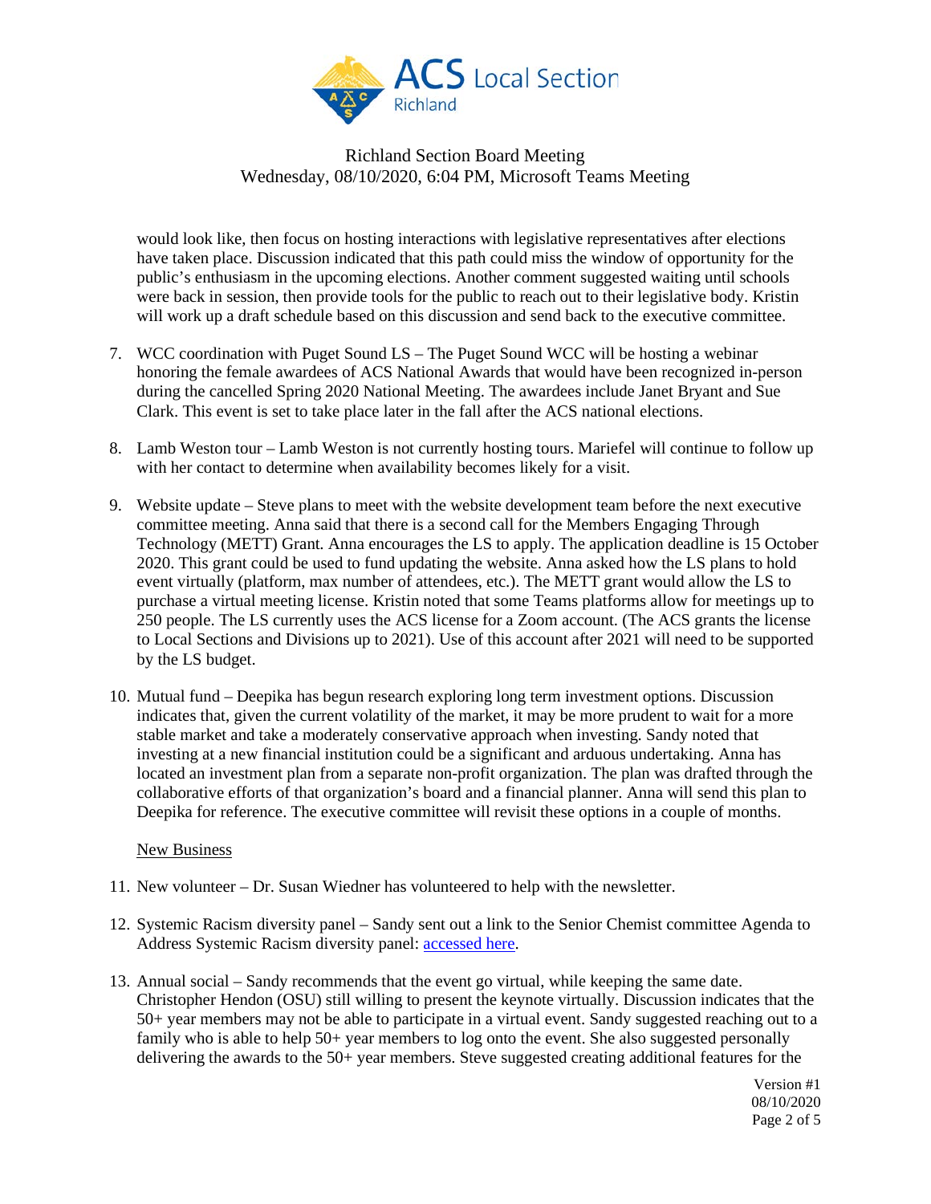would look like, then focus on hosting interactions with legislative representatives after elections have taken place. Discussion indicated that this path could miss the window of opportunity for the public's enthusiasm in the upcoming elections. Another comment suggested waiting until schools were back in session, then provide tools for the public to reach out to their legislative body. Kristin will work up a draft schedule based on this discussion and send back to the executive committee.

7. WCC coordination with Puget Sound LS – The Puget Sound WCC will be hosting a webinar honoring the female awardees of ACS National Awards that would have been recognized in-person during the cancelled Spring 2020 National Meeting. The awardees include Janet Bryant and Sue Clark. This event is set to take place later in the fall after the ACS national elections.

8. Lamb Weston tour – Lamb Weston is not currently hosting tours. Mariefel will continue to follow up with her contact to determine when availability becomes likely for a visit.

9. Website update – Steve plans to meet with the website development team before the next executive committee meeting. Anna said that there is a second call for the Members Engaging Through Technology (METT) Grant. Anna encourages the LS to apply. The application deadline is 15 October 2020. This grant could be used to fund updating the website. Anna asked how the LS plans to hold event virtually (platform, max number of attendees, etc.). The METT grant would allow the LS to purchase a virtual meeting license. Kristin noted that some Teams platforms allow for meetings up to 250 people. The LS currently uses the ACS license for a Zoom account. (The ACS grants the license to Local Sections and Divisions up to 2021). Use of this account after 2021 will need to be supported by the LS budget.

10. Mutual fund – Deepika has begun research exploring long term investment options. Discussion indicates that, given the current volatility of the market, it may be more prudent to wait for a more stable market and take a moderately conservative approach when investing. Sandy noted that investing at a new financial institution could be a significant and arduous undertaking. Anna has located an investment plan from a separate non-profit organization. The plan was drafted through the collaborative efforts of that organization's board and a financial planner. Anna will send this plan to Deepika for reference. The executive committee will revisit these options in a couple of months.

New Business

11. New volunteer – Dr. Susan Wiedner has volunteered to help with the newsletter.

12. Systemic Racism diversity panel – Sandy sent out a link to the Senior Chemist committee Agenda to Address Systemic Racism diversity panel: accessed here.

13. Annual social – Sandy recommends that the event go virtual, while keeping the same date. Christopher Hendon (OSU) still willing to present the keynote virtually. Discussion indicates that the 50+ year members may not be able to participate in a virtual event. Sandy suggested reaching out to a family who is able to help 50+ year members to log onto the event. She also suggested personally delivering the awards to the 50+ year members. Steve suggested creating additional features for the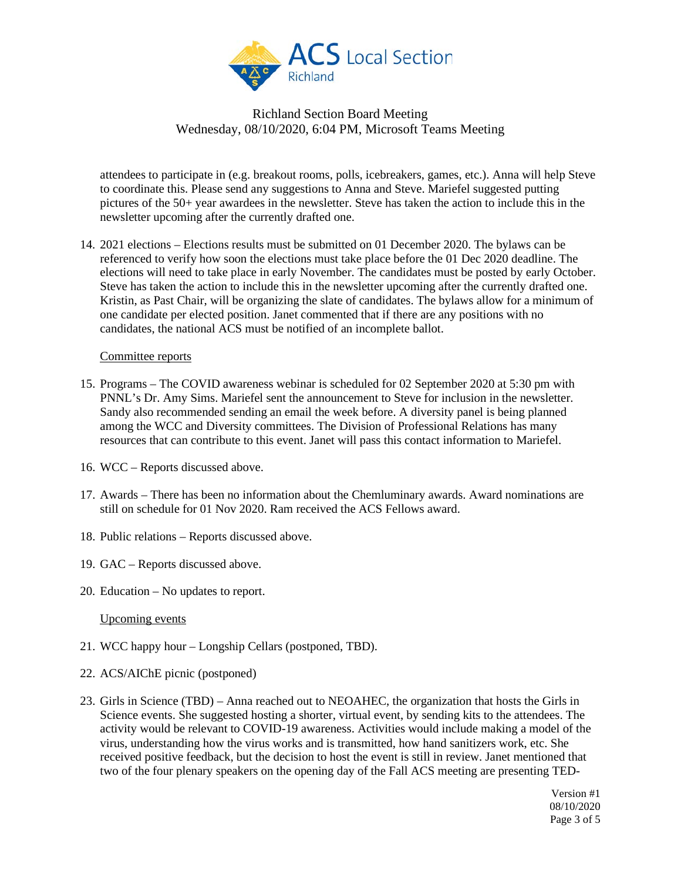attendees to participate in (e.g. breakout rooms, polls, icebreakers, games, etc.). Anna will help Steve to coordinate this. Please send any suggestions to Anna and Steve. Mariefel suggested putting pictures of the 50+ year awardees in the newsletter. Steve has taken the action to include this in the newsletter upcoming after the currently drafted one.

14. 2021 elections – Elections results must be submitted on 01 December 2020. The bylaws can be referenced to verify how soon the elections must take place before the 01 Dec 2020 deadline. The elections will need to take place in early November. The candidates must be posted by early October. Steve has taken the action to include this in the newsletter upcoming after the currently drafted one. Kristin, as Past Chair, will be organizing the slate of candidates. The bylaws allow for a minimum of one candidate per elected position. Janet commented that if there are any positions with no candidates, the national ACS must be notified of an incomplete ballot.

<u>Committee reports</u>

15. Programs – The COVID awareness webinar is scheduled for 02 September 2020 at 5:30 pm with PNNL's Dr. Amy Sims. Mariefel sent the announcement to Steve for inclusion in the newsletter. Sandy also recommended sending an email the week before. A diversity panel is being planned among the WCC and Diversity committees. The Division of Professional Relations has many resources that can contribute to this event. Janet will pass this contact information to Mariefel.
16. WCC – Reports discussed above.
17. Awards – There has been no information about the Chemluminary awards. Award nominations are still on schedule for 01 Nov 2020. Ram received the ACS Fellows award.
18. Public relations – Reports discussed above.
19. GAC – Reports discussed above.
20. Education – No updates to report.

<u>Upcoming events</u>

21. WCC happy hour – Longship Cellars (postponed, TBD).
22. ACS/AIChE picnic (postponed)
23. Girls in Science (TBD) – Anna reached out to NEOAHEC, the organization that hosts the Girls in Science events. She suggested hosting a shorter, virtual event, by sending kits to the attendees. The activity would be relevant to COVID-19 awareness. Activities would include making a model of the virus, understanding how the virus works and is transmitted, how hand sanitizers work, etc. She received positive feedback, but the decision to host the event is still in review. Janet mentioned that two of the four plenary speakers on the opening day of the Fall ACS meeting are presenting TED-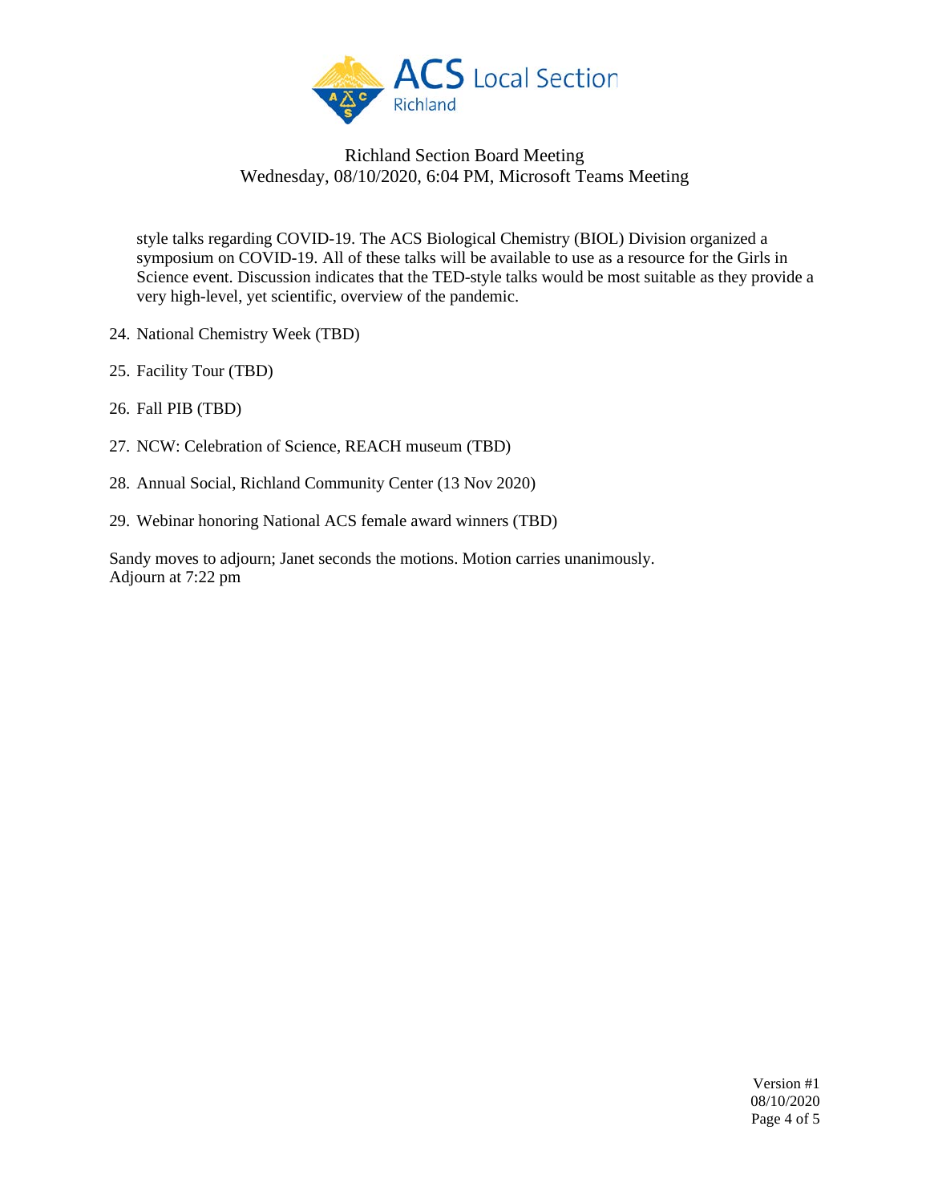style talks regarding COVID-19. The ACS Biological Chemistry (BIOL) Division organized a symposium on COVID-19. All of these talks will be available to use as a resource for the Girls in Science event. Discussion indicates that the TED-style talks would be most suitable as they provide a very high-level, yet scientific, overview of the pandemic.

24. National Chemistry Week (TBD)

25. Facility Tour (TBD)

26. Fall PIB (TBD)

27. NCW: Celebration of Science, REACH museum (TBD)

28. Annual Social, Richland Community Center (13 Nov 2020)

29. Webinar honoring National ACS female award winners (TBD)

Sandy moves to adjourn; Janet seconds the motions. Motion carries unanimously.
Adjourn at 7:22 pm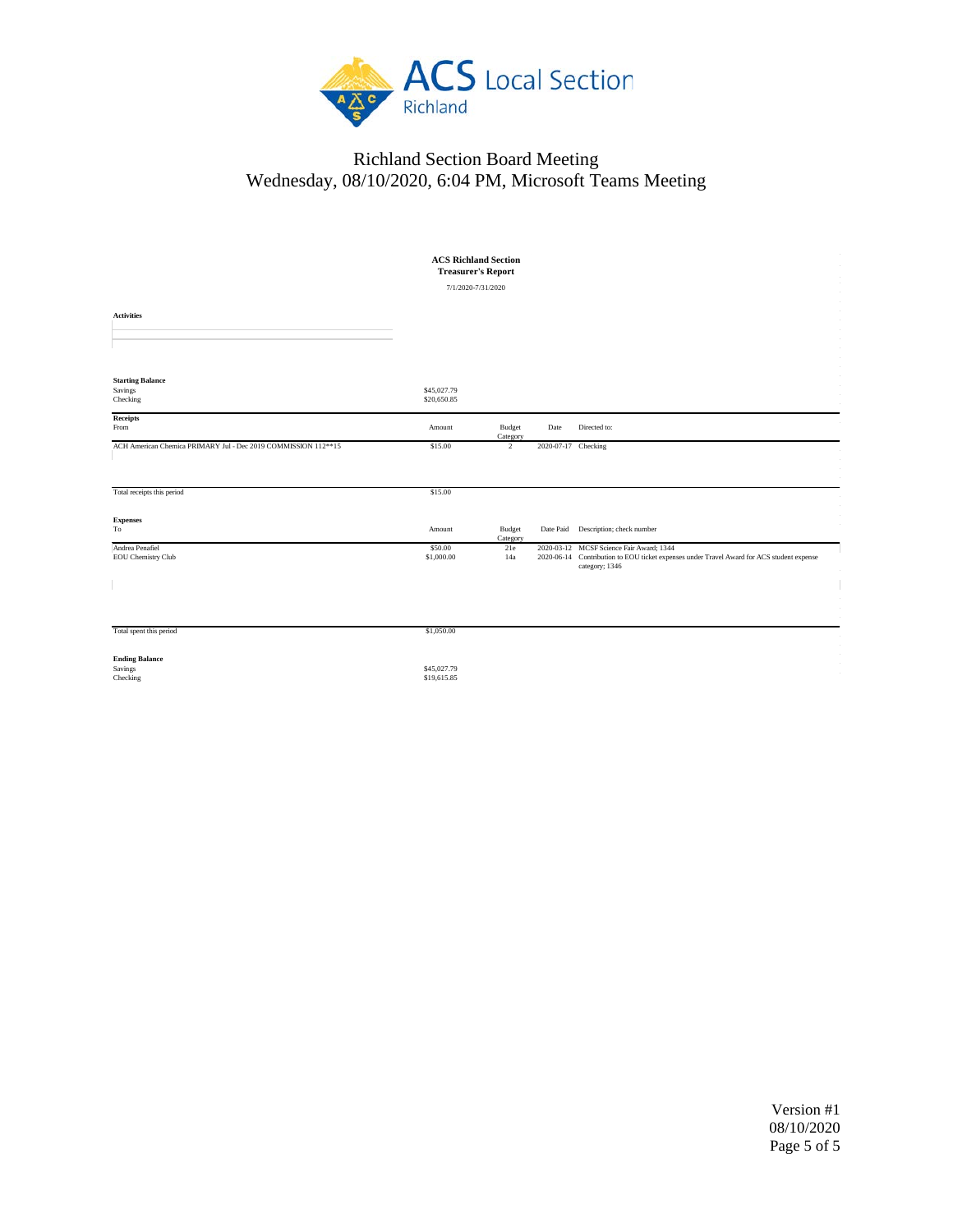Richland Section Board Meeting
Wednesday, 08/10/2020, 6:04 PM, Microsoft Teams Meeting

**ACS Richland Section**
**Treasurer's Report**

7/1/2020-7/31/2020

**Activities**

**Starting Balance**

| | |
|---|---|
| Savings | $45,027.79 |
| Checking | $20,650.85 |

**Receipts**

| From | Amount | Budget Category | Date | Directed to: |
|---|---|---|---|---|
| ACH American Chemica PRIMARY Jul - Dec 2019 COMMISSION 112**15 | $15.00 | 2 | 2020-07-17 | Checking |
| Total receipts this period | $15.00 | | | |

**Expenses**

| To | Amount | Budget Category | Date Paid | Description; check number |
|---|---|---|---|---|
| Andrea Penafiel | $50.00 | 21e | 2020-03-12 | MCSF Science Fair Award; 1344 |
| EOU Chemistry Club | $1,000.00 | 14a | 2020-06-14 | Contribution to EOU ticket expenses under Travel Award for ACS student expense category; 1346 |
| Total spent this period | $1,050.00 | | | |

**Ending Balance**

| | |
|---|---|
| Savings | $45,027.79 |
| Checking | $19,615.85 |

Version #1
08/10/2020